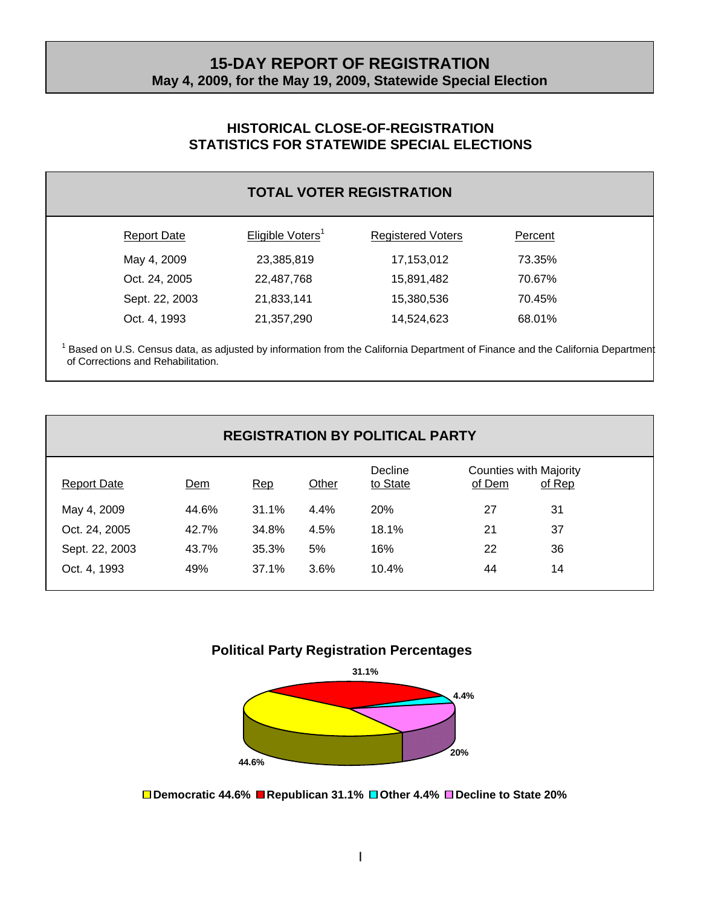# 15-DAY REPORT OF REGISTRATION

**May 4, 2009, for the May 19, 2009, Statewide Special Election**

## HISTORICAL CLOSE-OF-REGISTRATION STATISTICS FOR STATEWIDE SPECIAL ELECTIONS

### TOTAL VOTER REGISTRATION

| Report Date | Eligible Voters[1] | Registered Voters | Percent |
|---|---|---|---|
| May 4, 2009 | 23,385,819 | 17,153,012 | 73.35% |
| Oct. 24, 2005 | 22,487,768 | 15,891,482 | 70.67% |
| Sept. 22, 2003 | 21,833,141 | 15,380,536 | 70.45% |
| Oct. 4, 1993 | 21,357,290 | 14,524,623 | 68.01% |

[1] Based on U.S. Census data, as adjusted by information from the California Department of Finance and the California Department of Corrections and Rehabilitation.

### REGISTRATION BY POLITICAL PARTY

| Report Date | Dem | Rep | Other | Decline to State | Counties with Majority of Dem | Counties with Majority of Rep |
|---|---|---|---|---|---|---|
| May 4, 2009 | 44.6% | 31.1% | 4.4% | 20% | 27 | 31 |
| Oct. 24, 2005 | 42.7% | 34.8% | 4.5% | 18.1% | 21 | 37 |
| Sept. 22, 2003 | 43.7% | 35.3% | 5% | 16% | 22 | 36 |
| Oct. 4, 1993 | 49% | 37.1% | 3.6% | 10.4% | 44 | 14 |

### Political Party Registration Percentages

Democratic 44.6% Republican 31.1% Other 4.4% Decline to State 20%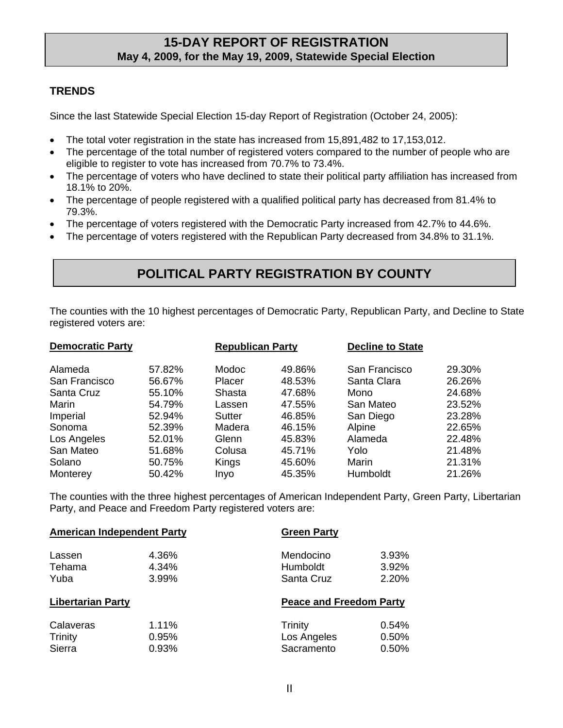# 15-DAY REPORT OF REGISTRATION

**May 4, 2009, for the May 19, 2009, Statewide Special Election**

## TRENDS

Since the last Statewide Special Election 15-day Report of Registration (October 24, 2005):

- The total voter registration in the state has increased from 15,891,482 to 17,153,012.
- The percentage of the total number of registered voters compared to the number of people who are eligible to register to vote has increased from 70.7% to 73.4%.
- The percentage of voters who have declined to state their political party affiliation has increased from 18.1% to 20%.
- The percentage of people registered with a qualified political party has decreased from 81.4% to 79.3%.
- The percentage of voters registered with the Democratic Party increased from 42.7% to 44.6%.
- The percentage of voters registered with the Republican Party decreased from 34.8% to 31.1%.

## POLITICAL PARTY REGISTRATION BY COUNTY

The counties with the 10 highest percentages of Democratic Party, Republican Party, and Decline to State registered voters are:

| Democratic Party | | Republican Party | | Decline to State | |
|---|---|---|---|---|---|
| Alameda | 57.82% | Modoc | 49.86% | San Francisco | 29.30% |
| San Francisco | 56.67% | Placer | 48.53% | Santa Clara | 26.26% |
| Santa Cruz | 55.10% | Shasta | 47.68% | Mono | 24.68% |
| Marin | 54.79% | Lassen | 47.55% | San Mateo | 23.52% |
| Imperial | 52.94% | Sutter | 46.85% | San Diego | 23.28% |
| Sonoma | 52.39% | Madera | 46.15% | Alpine | 22.65% |
| Los Angeles | 52.01% | Glenn | 45.83% | Alameda | 22.48% |
| San Mateo | 51.68% | Colusa | 45.71% | Yolo | 21.48% |
| Solano | 50.75% | Kings | 45.60% | Marin | 21.31% |
| Monterey | 50.42% | Inyo | 45.35% | Humboldt | 21.26% |

The counties with the three highest percentages of American Independent Party, Green Party, Libertarian Party, and Peace and Freedom Party registered voters are:

| American Independent Party | | Green Party | |
|---|---|---|---|
| Lassen | 4.36% | Mendocino | 3.93% |
| Tehama | 4.34% | Humboldt | 3.92% |
| Yuba | 3.99% | Santa Cruz | 2.20% |

| Libertarian Party | | Peace and Freedom Party | |
|---|---|---|---|
| Calaveras | 1.11% | Trinity | 0.54% |
| Trinity | 0.95% | Los Angeles | 0.50% |
| Sierra | 0.93% | Sacramento | 0.50% |